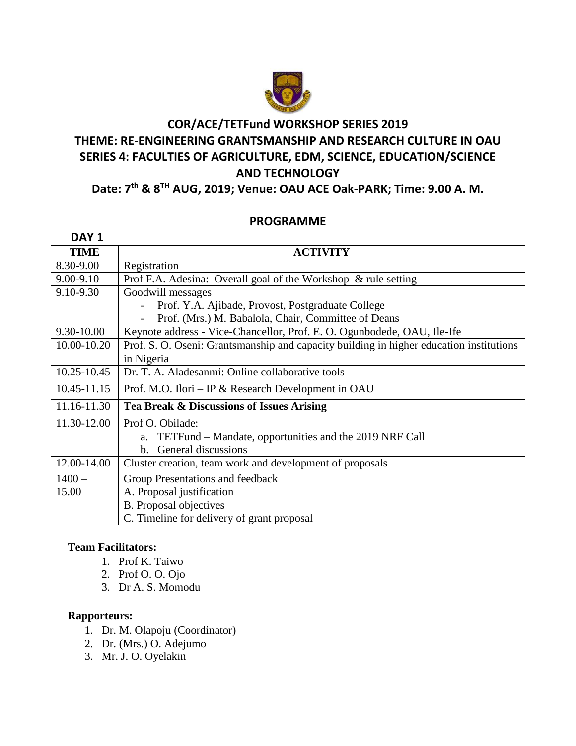# COR/ACE/TETFund WORKSHOP SERIES 2019

## THEME: RE-ENGINEERING GRANTSMANSHIP AND RESEARCH CULTURE IN OAU

## SERIES 4: FACULTIES OF AGRICULTURE, EDM, SCIENCE, EDUCATION/SCIENCE AND TECHNOLOGY

### Date: 7th & 8TH AUG, 2019; Venue: OAU ACE Oak-PARK; Time: 9.00 A. M.

## PROGRAMME

### DAY 1

| TIME | ACTIVITY |
|---|---|
| 8.30-9.00 | Registration |
| 9.00-9.10 | Prof F.A. Adesina: Overall goal of the Workshop & rule setting |
| 9.10-9.30 | Goodwill messages<br>- Prof. Y.A. Ajibade, Provost, Postgraduate College<br>- Prof. (Mrs.) M. Babalola, Chair, Committee of Deans |
| 9.30-10.00 | Keynote address - Vice-Chancellor, Prof. E. O. Ogunbodede, OAU, Ile-Ife |
| 10.00-10.20 | Prof. S. O. Oseni: Grantsmanship and capacity building in higher education institutions in Nigeria |
| 10.25-10.45 | Dr. T. A. Aladesanmi: Online collaborative tools |
| 10.45-11.15 | Prof. M.O. Ilori – IP & Research Development in OAU |
| 11.16-11.30 | **Tea Break & Discussions of Issues Arising** |
| 11.30-12.00 | Prof O. Obilade:<br>a. TETFund – Mandate, opportunities and the 2019 NRF Call<br>b. General discussions |
| 12.00-14.00 | Cluster creation, team work and development of proposals |
| 1400 – 15.00 | Group Presentations and feedback<br>A. Proposal justification<br>B. Proposal objectives<br>C. Timeline for delivery of grant proposal |

**Team Facilitators:**

1. Prof K. Taiwo
2. Prof O. O. Ojo
3. Dr A. S. Momodu

**Rapporteurs:**

1. Dr. M. Olapoju (Coordinator)
2. Dr. (Mrs.) O. Adejumo
3. Mr. J. O. Oyelakin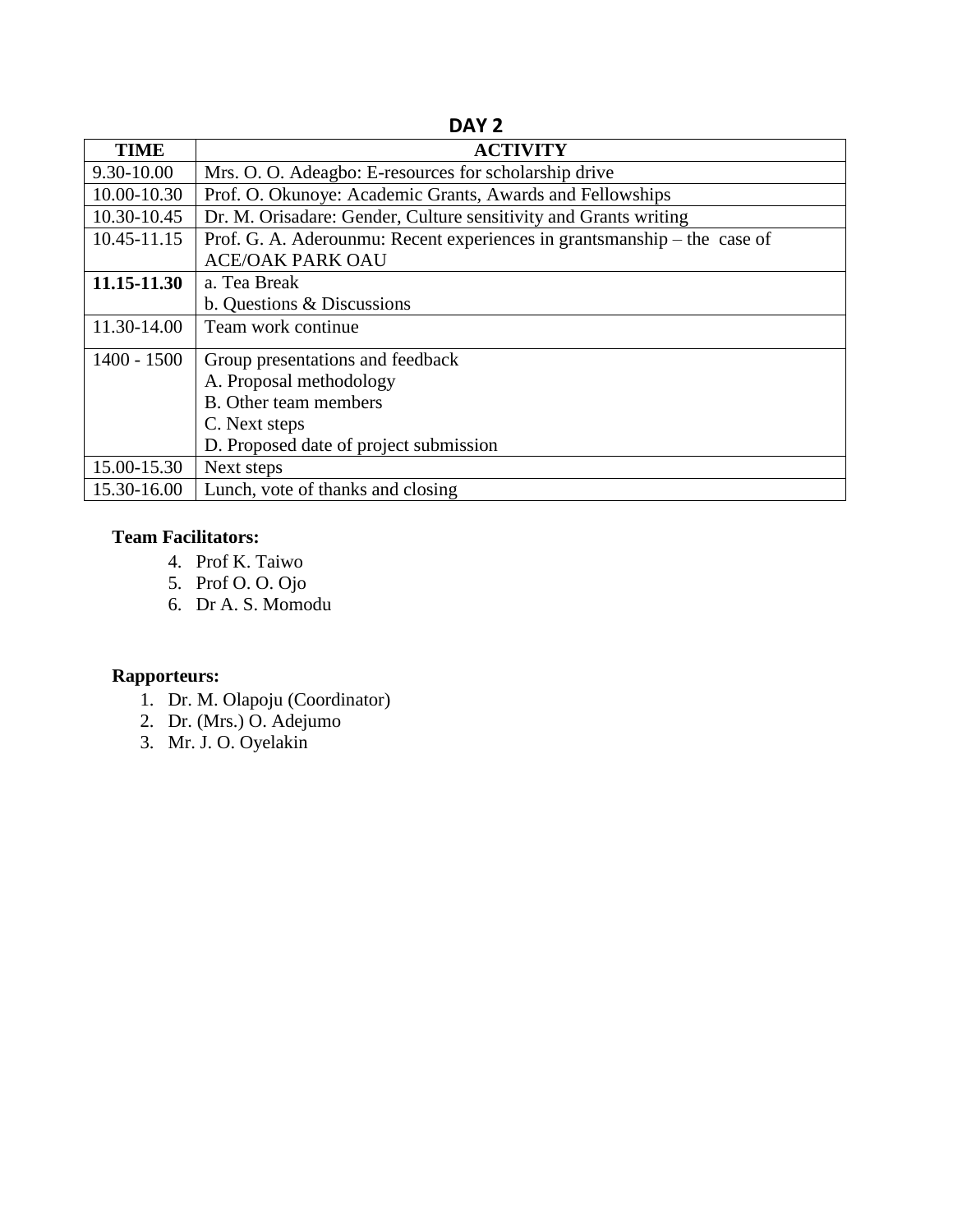## DAY 2

| TIME | ACTIVITY |
|---|---|
| 9.30-10.00 | Mrs. O. O. Adeagbo: E-resources for scholarship drive |
| 10.00-10.30 | Prof. O. Okunoye: Academic Grants, Awards and Fellowships |
| 10.30-10.45 | Dr. M. Orisadare: Gender, Culture sensitivity and Grants writing |
| 10.45-11.15 | Prof. G. A. Aderounmu: Recent experiences in grantsmanship – the case of ACE/OAK PARK OAU |
| **11.15-11.30** | a. Tea Break<br>b. Questions & Discussions |
| 11.30-14.00 | Team work continue |
| 1400 - 1500 | Group presentations and feedback<br>A. Proposal methodology<br>B. Other team members<br>C. Next steps<br>D. Proposed date of project submission |
| 15.00-15.30 | Next steps |
| 15.30-16.00 | Lunch, vote of thanks and closing |

**Team Facilitators:**

4. Prof K. Taiwo
5. Prof O. O. Ojo
6. Dr A. S. Momodu

**Rapporteurs:**

1. Dr. M. Olapoju (Coordinator)
2. Dr. (Mrs.) O. Adejumo
3. Mr. J. O. Oyelakin